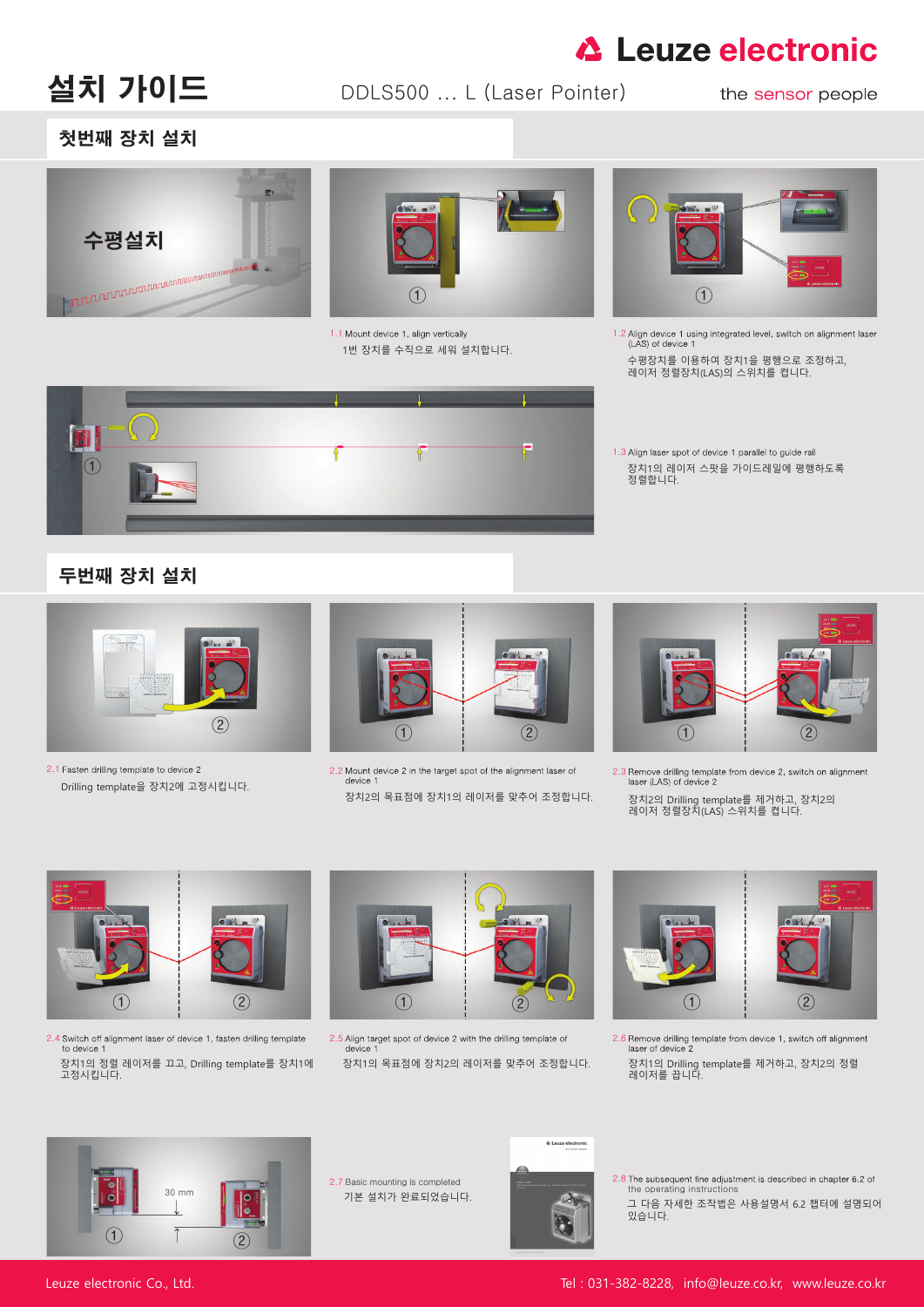# 설치 가이드

Leuze electronic

DDLS500 … L (Laser Pointer)

the sensor people

## 첫번째 장치 설치

수평설치

1.1 Mount device 1, align vertically

1번 장치를 수직으로 세워 설치합니다.

1.2 Align device 1 using integrated level, switch on alignment laser (LAS) of device 1

수평장치를 이용하여 장치1을 평행으로 조정하고, 레이저 정렬장치(LAS)의 스위치를 켭니다.

1.3 Align laser spot of device 1 parallel to guide rail

장치1의 레이저 스팟을 가이드레일에 평행하도록 정렬합니다.

## 두번째 장치 설치

2.1 Fasten drilling template to device 2

Drilling template을 장치2에 고정시킵니다.

2.2 Mount device 2 in the target spot of the alignment laser of device 1

장치2의 목표점에 장치1의 레이저를 맞추어 조정합니다.

2.3 Remove drilling template from device 2, switch on alignment laser (LAS) of device 2

장치2의 Drilling template를 제거하고, 장치2의 레이저 정렬장치(LAS) 스위치를 켭니다.

2.4 Switch off alignment laser of device 1, fasten drilling template to device 1

장치1의 정렬 레이저를 끄고, Drilling template를 장치1에 고정시킵니다.

2.5 Align target spot of device 2 with the drilling template of device 1

장치1의 목표점에 장치2의 레이저를 맞추어 조정합니다.

2.6 Remove drilling template from device 1, switch off alignment laser of device 2

장치1의 Drilling template를 제거하고, 장치2의 정렬 레이저를 끕니다.

30 mm

2.7 Basic mounting is completed

기본 설치가 완료되었습니다.

2.8 The subsequent fine adjustment is described in chapter 6.2 of the operating instructions

그 다음 자세한 조작법은 사용설명서 6.2 챕터에 설명되어 있습니다.

Leuze electronic Co., Ltd.

Tel : 031-382-8228, info@leuze.co.kr, www.leuze.co.kr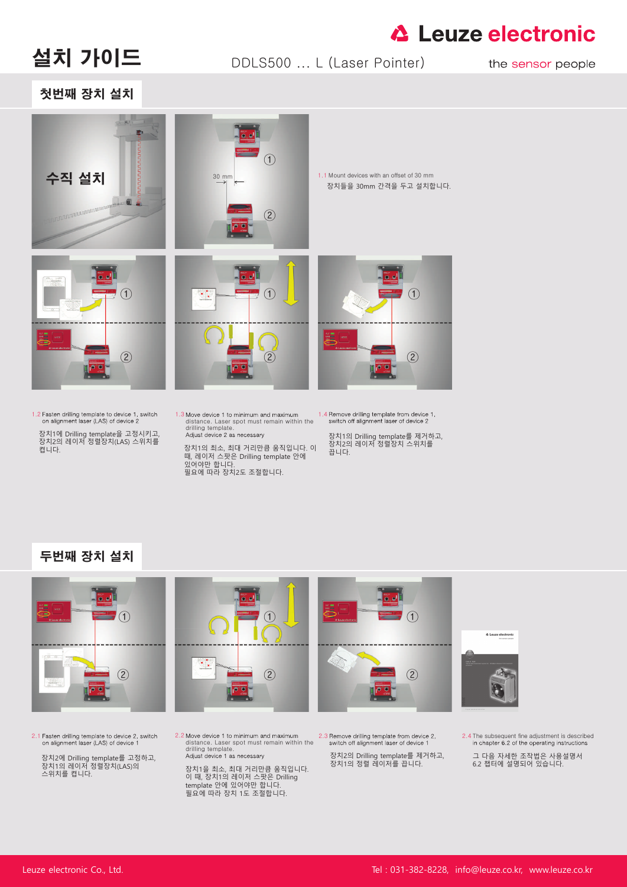Leuze electronic

the sensor people

# 설치 가이드

DDLS500 ... L (Laser Pointer)

## 첫번째 장치 설치

수직 설치

30 mm

1.1 Mount devices with an offset of 30 mm
장치들을 30mm 간격을 두고 설치합니다.

1.2 Fasten drilling template to device 1, switch on alignment laser (LAS) of device 2

장치1에 Drilling template을 고정시키고, 장치2의 레이저 정렬장치(LAS) 스위치를 켭니다.

1.3 Move device 1 to minimum and maximum distance. Laser spot must remain within the drilling template.
Adjust device 2 as necessary

장치1의 최소, 최대 거리만큼 움직입니다. 이 때, 레이저 스팟은 Drilling template 안에 있어야만 합니다.
필요에 따라 장치2도 조절합니다.

1.4 Remove drilling template from device 1, switch off alignment laser of device 2

장치1의 Drilling template를 제거하고, 장치2의 레이저 정렬장치 스위치를 끕니다.

## 두번째 장치 설치

2.1 Fasten drilling template to device 2, switch on alignment laser (LAS) of device 1

장치2에 Drilling template를 고정하고, 장치1의 레이저 정렬장치(LAS)의 스위치를 켭니다.

2.2 Move device 1 to minimum and maximum distance. Laser spot must remain within the drilling template.
Adjust device 1 as necessary

장치1을 최소, 최대 거리만큼 움직입니다. 이 때, 장치1의 레이저 스팟은 Drilling template 안에 있어야만 합니다.
필요에 따라 장치 1도 조절합니다.

2.3 Remove drilling template from device 2, switch off alignment laser of device 1

장치2의 Drilling template를 제거하고, 장치1의 정렬 레이저를 끕니다.

2.4 The subsequent fine adjustment is described in chapter 6.2 of the operating instructions

그 다음 자세한 조작법은 사용설명서 6.2 챕터에 설명되어 있습니다.

Leuze electronic Co., Ltd.

Tel : 031-382-8228, info@leuze.co.kr, www.leuze.co.kr